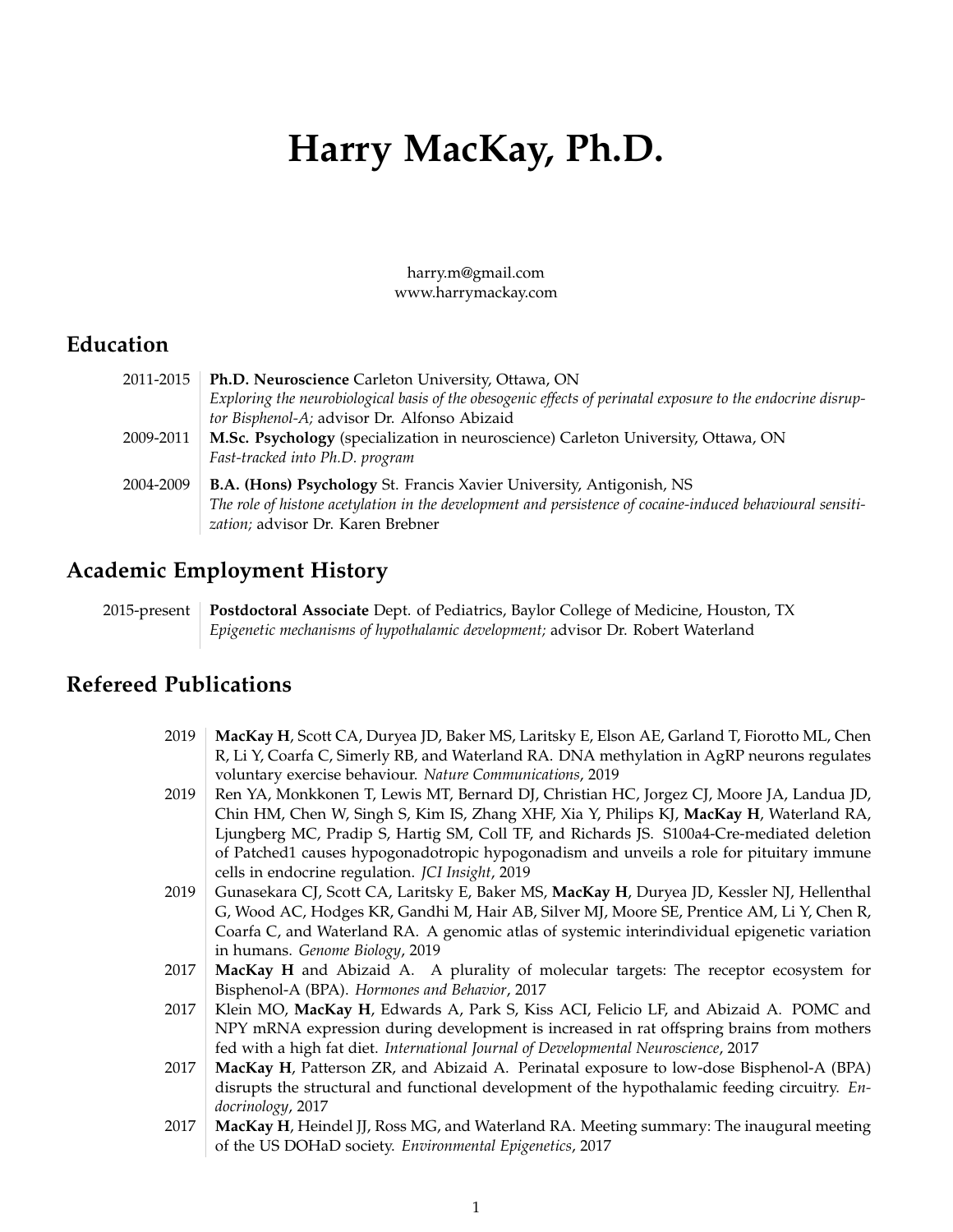# Harry MacKay, Ph.D.

harry.m@gmail.com
www.harrymackay.com

## Education

2011-2015 **Ph.D. Neuroscience** Carleton University, Ottawa, ON
*Exploring the neurobiological basis of the obesogenic effects of perinatal exposure to the endocrine disruptor Bisphenol-A;* advisor Dr. Alfonso Abizaid

2009-2011 **M.Sc. Psychology** (specialization in neuroscience) Carleton University, Ottawa, ON
*Fast-tracked into Ph.D. program*

2004-2009 **B.A. (Hons) Psychology** St. Francis Xavier University, Antigonish, NS
*The role of histone acetylation in the development and persistence of cocaine-induced behavioural sensitization;* advisor Dr. Karen Brebner

## Academic Employment History

2015-present **Postdoctoral Associate** Dept. of Pediatrics, Baylor College of Medicine, Houston, TX
*Epigenetic mechanisms of hypothalamic development;* advisor Dr. Robert Waterland

## Refereed Publications

2019 **MacKay H**, Scott CA, Duryea JD, Baker MS, Laritsky E, Elson AE, Garland T, Fiorotto ML, Chen R, Li Y, Coarfa C, Simerly RB, and Waterland RA. DNA methylation in AgRP neurons regulates voluntary exercise behaviour. *Nature Communications*, 2019

2019 Ren YA, Monkkonen T, Lewis MT, Bernard DJ, Christian HC, Jorgez CJ, Moore JA, Landua JD, Chin HM, Chen W, Singh S, Kim IS, Zhang XHF, Xia Y, Philips KJ, **MacKay H**, Waterland RA, Ljungberg MC, Pradip S, Hartig SM, Coll TF, and Richards JS. S100a4-Cre-mediated deletion of Patched1 causes hypogonadotropic hypogonadism and unveils a role for pituitary immune cells in endocrine regulation. *JCI Insight*, 2019

2019 Gunasekara CJ, Scott CA, Laritsky E, Baker MS, **MacKay H**, Duryea JD, Kessler NJ, Hellenthal G, Wood AC, Hodges KR, Gandhi M, Hair AB, Silver MJ, Moore SE, Prentice AM, Li Y, Chen R, Coarfa C, and Waterland RA. A genomic atlas of systemic interindividual epigenetic variation in humans. *Genome Biology*, 2019

2017 **MacKay H** and Abizaid A. A plurality of molecular targets: The receptor ecosystem for Bisphenol-A (BPA). *Hormones and Behavior*, 2017

2017 Klein MO, **MacKay H**, Edwards A, Park S, Kiss ACI, Felicio LF, and Abizaid A. POMC and NPY mRNA expression during development is increased in rat offspring brains from mothers fed with a high fat diet. *International Journal of Developmental Neuroscience*, 2017

2017 **MacKay H**, Patterson ZR, and Abizaid A. Perinatal exposure to low-dose Bisphenol-A (BPA) disrupts the structural and functional development of the hypothalamic feeding circuitry. *Endocrinology*, 2017

2017 **MacKay H**, Heindel JJ, Ross MG, and Waterland RA. Meeting summary: The inaugural meeting of the US DOHaD society. *Environmental Epigenetics*, 2017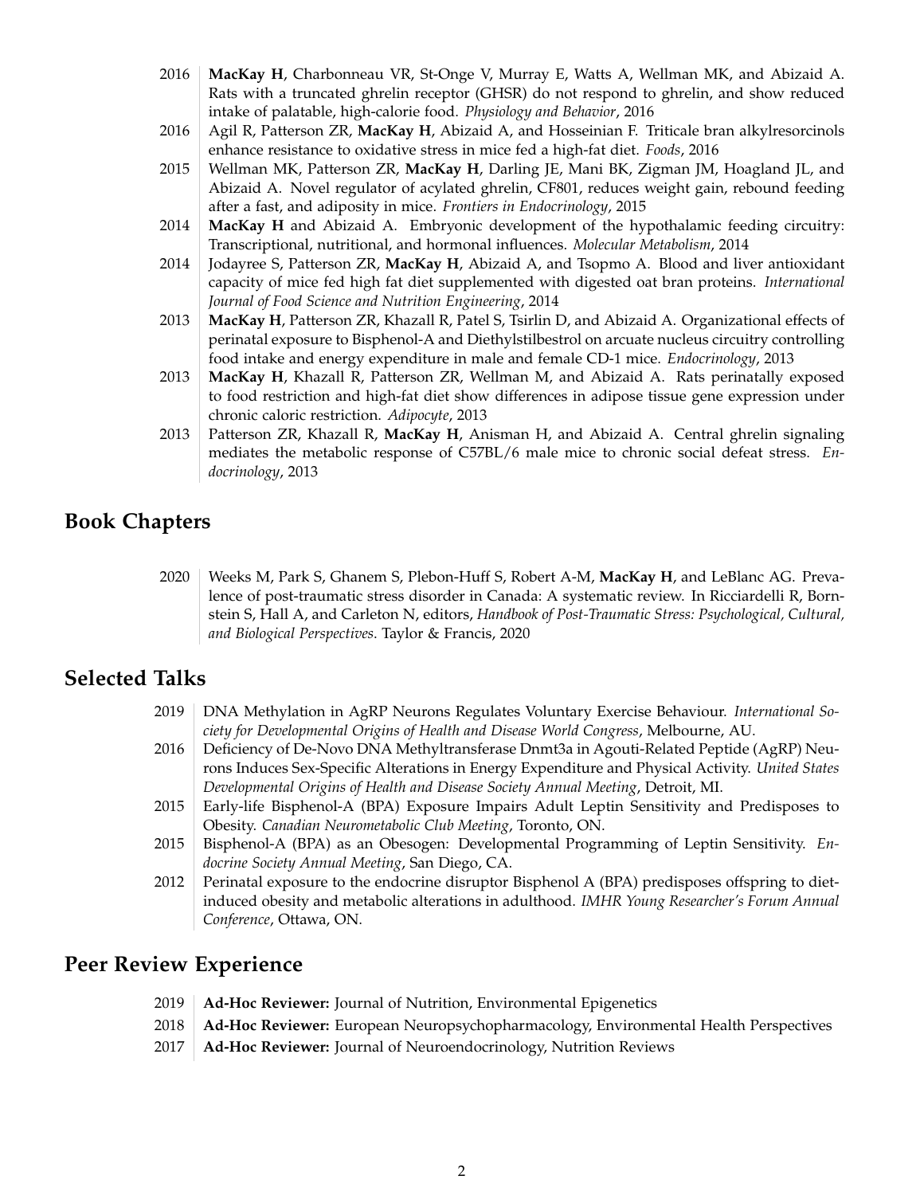2016 | **MacKay H**, Charbonneau VR, St-Onge V, Murray E, Watts A, Wellman MK, and Abizaid A. Rats with a truncated ghrelin receptor (GHSR) do not respond to ghrelin, and show reduced intake of palatable, high-calorie food. *Physiology and Behavior*, 2016

2016 | Agil R, Patterson ZR, **MacKay H**, Abizaid A, and Hosseinian F. Triticale bran alkylresorcinols enhance resistance to oxidative stress in mice fed a high-fat diet. *Foods*, 2016

2015 | Wellman MK, Patterson ZR, **MacKay H**, Darling JE, Mani BK, Zigman JM, Hoagland JL, and Abizaid A. Novel regulator of acylated ghrelin, CF801, reduces weight gain, rebound feeding after a fast, and adiposity in mice. *Frontiers in Endocrinology*, 2015

2014 | **MacKay H** and Abizaid A. Embryonic development of the hypothalamic feeding circuitry: Transcriptional, nutritional, and hormonal influences. *Molecular Metabolism*, 2014

2014 | Jodayree S, Patterson ZR, **MacKay H**, Abizaid A, and Tsopmo A. Blood and liver antioxidant capacity of mice fed high fat diet supplemented with digested oat bran proteins. *International Journal of Food Science and Nutrition Engineering*, 2014

2013 | **MacKay H**, Patterson ZR, Khazall R, Patel S, Tsirlin D, and Abizaid A. Organizational effects of perinatal exposure to Bisphenol-A and Diethylstilbestrol on arcuate nucleus circuitry controlling food intake and energy expenditure in male and female CD-1 mice. *Endocrinology*, 2013

2013 | **MacKay H**, Khazall R, Patterson ZR, Wellman M, and Abizaid A. Rats perinatally exposed to food restriction and high-fat diet show differences in adipose tissue gene expression under chronic caloric restriction. *Adipocyte*, 2013

2013 | Patterson ZR, Khazall R, **MacKay H**, Anisman H, and Abizaid A. Central ghrelin signaling mediates the metabolic response of C57BL/6 male mice to chronic social defeat stress. *Endocrinology*, 2013

## Book Chapters

2020 | Weeks M, Park S, Ghanem S, Plebon-Huff S, Robert A-M, **MacKay H**, and LeBlanc AG. Prevalence of post-traumatic stress disorder in Canada: A systematic review. In Ricciardelli R, Bornstein S, Hall A, and Carleton N, editors, *Handbook of Post-Traumatic Stress: Psychological, Cultural, and Biological Perspectives*. Taylor & Francis, 2020

## Selected Talks

2019 | DNA Methylation in AgRP Neurons Regulates Voluntary Exercise Behaviour. *International Society for Developmental Origins of Health and Disease World Congress*, Melbourne, AU.

2016 | Deficiency of De-Novo DNA Methyltransferase Dnmt3a in Agouti-Related Peptide (AgRP) Neurons Induces Sex-Specific Alterations in Energy Expenditure and Physical Activity. *United States Developmental Origins of Health and Disease Society Annual Meeting*, Detroit, MI.

2015 | Early-life Bisphenol-A (BPA) Exposure Impairs Adult Leptin Sensitivity and Predisposes to Obesity. *Canadian Neurometabolic Club Meeting*, Toronto, ON.

2015 | Bisphenol-A (BPA) as an Obesogen: Developmental Programming of Leptin Sensitivity. *Endocrine Society Annual Meeting*, San Diego, CA.

2012 | Perinatal exposure to the endocrine disruptor Bisphenol A (BPA) predisposes offspring to diet-induced obesity and metabolic alterations in adulthood. *IMHR Young Researcher's Forum Annual Conference*, Ottawa, ON.

## Peer Review Experience

2019 | **Ad-Hoc Reviewer:** Journal of Nutrition, Environmental Epigenetics

2018 | **Ad-Hoc Reviewer:** European Neuropsychopharmacology, Environmental Health Perspectives

2017 | **Ad-Hoc Reviewer:** Journal of Neuroendocrinology, Nutrition Reviews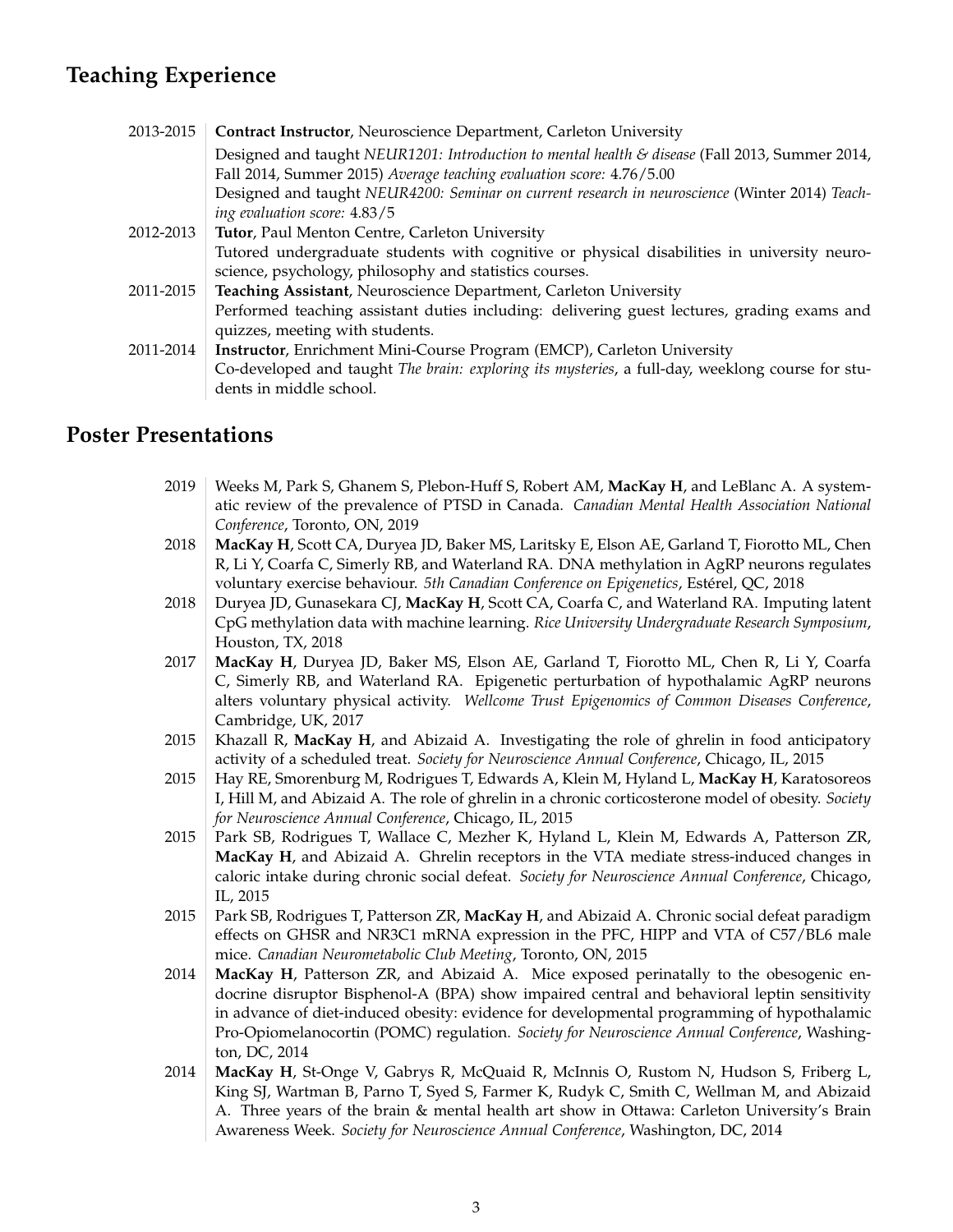## Teaching Experience

**2013-2015** | **Contract Instructor**, Neuroscience Department, Carleton University
Designed and taught *NEUR1201: Introduction to mental health & disease* (Fall 2013, Summer 2014, Fall 2014, Summer 2015) *Average teaching evaluation score:* 4.76/5.00
Designed and taught *NEUR4200: Seminar on current research in neuroscience* (Winter 2014) *Teaching evaluation score:* 4.83/5

**2012-2013** | **Tutor**, Paul Menton Centre, Carleton University
Tutored undergraduate students with cognitive or physical disabilities in university neuroscience, psychology, philosophy and statistics courses.

**2011-2015** | **Teaching Assistant**, Neuroscience Department, Carleton University
Performed teaching assistant duties including: delivering guest lectures, grading exams and quizzes, meeting with students.

**2011-2014** | **Instructor**, Enrichment Mini-Course Program (EMCP), Carleton University
Co-developed and taught *The brain: exploring its mysteries*, a full-day, weeklong course for students in middle school.

## Poster Presentations

**2019** | Weeks M, Park S, Ghanem S, Plebon-Huff S, Robert AM, **MacKay H**, and LeBlanc A. A systematic review of the prevalence of PTSD in Canada. *Canadian Mental Health Association National Conference*, Toronto, ON, 2019

**2018** | **MacKay H**, Scott CA, Duryea JD, Baker MS, Laritsky E, Elson AE, Garland T, Fiorotto ML, Chen R, Li Y, Coarfa C, Simerly RB, and Waterland RA. DNA methylation in AgRP neurons regulates voluntary exercise behaviour. *5th Canadian Conference on Epigenetics*, Estérel, QC, 2018

**2018** | Duryea JD, Gunasekara CJ, **MacKay H**, Scott CA, Coarfa C, and Waterland RA. Imputing latent CpG methylation data with machine learning. *Rice University Undergraduate Research Symposium*, Houston, TX, 2018

**2017** | **MacKay H**, Duryea JD, Baker MS, Elson AE, Garland T, Fiorotto ML, Chen R, Li Y, Coarfa C, Simerly RB, and Waterland RA. Epigenetic perturbation of hypothalamic AgRP neurons alters voluntary physical activity. *Wellcome Trust Epigenomics of Common Diseases Conference*, Cambridge, UK, 2017

**2015** | Khazall R, **MacKay H**, and Abizaid A. Investigating the role of ghrelin in food anticipatory activity of a scheduled treat. *Society for Neuroscience Annual Conference*, Chicago, IL, 2015

**2015** | Hay RE, Smorenburg M, Rodrigues T, Edwards A, Klein M, Hyland L, **MacKay H**, Karatosoreos I, Hill M, and Abizaid A. The role of ghrelin in a chronic corticosterone model of obesity. *Society for Neuroscience Annual Conference*, Chicago, IL, 2015

**2015** | Park SB, Rodrigues T, Wallace C, Mezher K, Hyland L, Klein M, Edwards A, Patterson ZR, **MacKay H**, and Abizaid A. Ghrelin receptors in the VTA mediate stress-induced changes in caloric intake during chronic social defeat. *Society for Neuroscience Annual Conference*, Chicago, IL, 2015

**2015** | Park SB, Rodrigues T, Patterson ZR, **MacKay H**, and Abizaid A. Chronic social defeat paradigm effects on GHSR and NR3C1 mRNA expression in the PFC, HIPP and VTA of C57/BL6 male mice. *Canadian Neurometabolic Club Meeting*, Toronto, ON, 2015

**2014** | **MacKay H**, Patterson ZR, and Abizaid A. Mice exposed perinatally to the obesogenic endocrine disruptor Bisphenol-A (BPA) show impaired central and behavioral leptin sensitivity in advance of diet-induced obesity: evidence for developmental programming of hypothalamic Pro-Opiomelanocortin (POMC) regulation. *Society for Neuroscience Annual Conference*, Washington, DC, 2014

**2014** | **MacKay H**, St-Onge V, Gabrys R, McQuaid R, McInnis O, Rustom N, Hudson S, Friberg L, King SJ, Wartman B, Parno T, Syed S, Farmer K, Rudyk C, Smith C, Wellman M, and Abizaid A. Three years of the brain & mental health art show in Ottawa: Carleton University's Brain Awareness Week. *Society for Neuroscience Annual Conference*, Washington, DC, 2014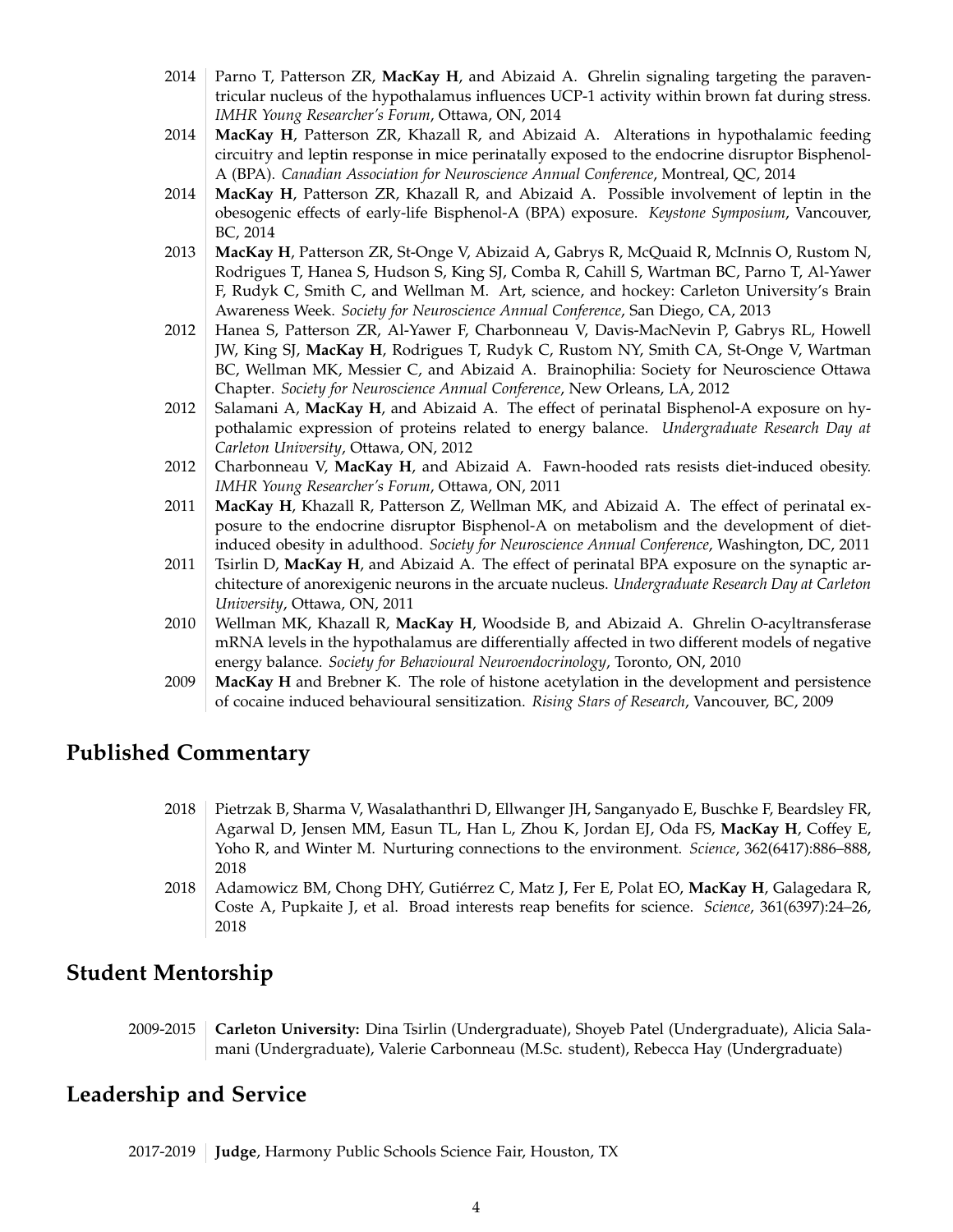2014 | Parno T, Patterson ZR, **MacKay H**, and Abizaid A. Ghrelin signaling targeting the paraventricular nucleus of the hypothalamus influences UCP-1 activity within brown fat during stress. *IMHR Young Researcher's Forum*, Ottawa, ON, 2014

2014 | **MacKay H**, Patterson ZR, Khazall R, and Abizaid A. Alterations in hypothalamic feeding circuitry and leptin response in mice perinatally exposed to the endocrine disruptor Bisphenol-A (BPA). *Canadian Association for Neuroscience Annual Conference*, Montreal, QC, 2014

2014 | **MacKay H**, Patterson ZR, Khazall R, and Abizaid A. Possible involvement of leptin in the obesogenic effects of early-life Bisphenol-A (BPA) exposure. *Keystone Symposium*, Vancouver, BC, 2014

2013 | **MacKay H**, Patterson ZR, St-Onge V, Abizaid A, Gabrys R, McQuaid R, McInnis O, Rustom N, Rodrigues T, Hanea S, Hudson S, King SJ, Comba R, Cahill S, Wartman BC, Parno T, Al-Yawer F, Rudyk C, Smith C, and Wellman M. Art, science, and hockey: Carleton University's Brain Awareness Week. *Society for Neuroscience Annual Conference*, San Diego, CA, 2013

2012 | Hanea S, Patterson ZR, Al-Yawer F, Charbonneau V, Davis-MacNevin P, Gabrys RL, Howell JW, King SJ, **MacKay H**, Rodrigues T, Rudyk C, Rustom NY, Smith CA, St-Onge V, Wartman BC, Wellman MK, Messier C, and Abizaid A. Brainophilia: Society for Neuroscience Ottawa Chapter. *Society for Neuroscience Annual Conference*, New Orleans, LA, 2012

2012 | Salamani A, **MacKay H**, and Abizaid A. The effect of perinatal Bisphenol-A exposure on hypothalamic expression of proteins related to energy balance. *Undergraduate Research Day at Carleton University*, Ottawa, ON, 2012

2012 | Charbonneau V, **MacKay H**, and Abizaid A. Fawn-hooded rats resists diet-induced obesity. *IMHR Young Researcher's Forum*, Ottawa, ON, 2011

2011 | **MacKay H**, Khazall R, Patterson Z, Wellman MK, and Abizaid A. The effect of perinatal exposure to the endocrine disruptor Bisphenol-A on metabolism and the development of diet-induced obesity in adulthood. *Society for Neuroscience Annual Conference*, Washington, DC, 2011

2011 | Tsirlin D, **MacKay H**, and Abizaid A. The effect of perinatal BPA exposure on the synaptic architecture of anorexigenic neurons in the arcuate nucleus. *Undergraduate Research Day at Carleton University*, Ottawa, ON, 2011

2010 | Wellman MK, Khazall R, **MacKay H**, Woodside B, and Abizaid A. Ghrelin O-acyltransferase mRNA levels in the hypothalamus are differentially affected in two different models of negative energy balance. *Society for Behavioural Neuroendocrinology*, Toronto, ON, 2010

2009 | **MacKay H** and Brebner K. The role of histone acetylation in the development and persistence of cocaine induced behavioural sensitization. *Rising Stars of Research*, Vancouver, BC, 2009

## Published Commentary

2018 | Pietrzak B, Sharma V, Wasalathanthri D, Ellwanger JH, Sanganyado E, Buschke F, Beardsley FR, Agarwal D, Jensen MM, Easun TL, Han L, Zhou K, Jordan EJ, Oda FS, **MacKay H**, Coffey E, Yoho R, and Winter M. Nurturing connections to the environment. *Science*, 362(6417):886–888, 2018

2018 | Adamowicz BM, Chong DHY, Gutiérrez C, Matz J, Fer E, Polat EO, **MacKay H**, Galagedara R, Coste A, Pupkaite J, et al. Broad interests reap benefits for science. *Science*, 361(6397):24–26, 2018

## Student Mentorship

2009-2015 | **Carleton University:** Dina Tsirlin (Undergraduate), Shoyeb Patel (Undergraduate), Alicia Salamani (Undergraduate), Valerie Carbonneau (M.Sc. student), Rebecca Hay (Undergraduate)

## Leadership and Service

2017-2019 | **Judge**, Harmony Public Schools Science Fair, Houston, TX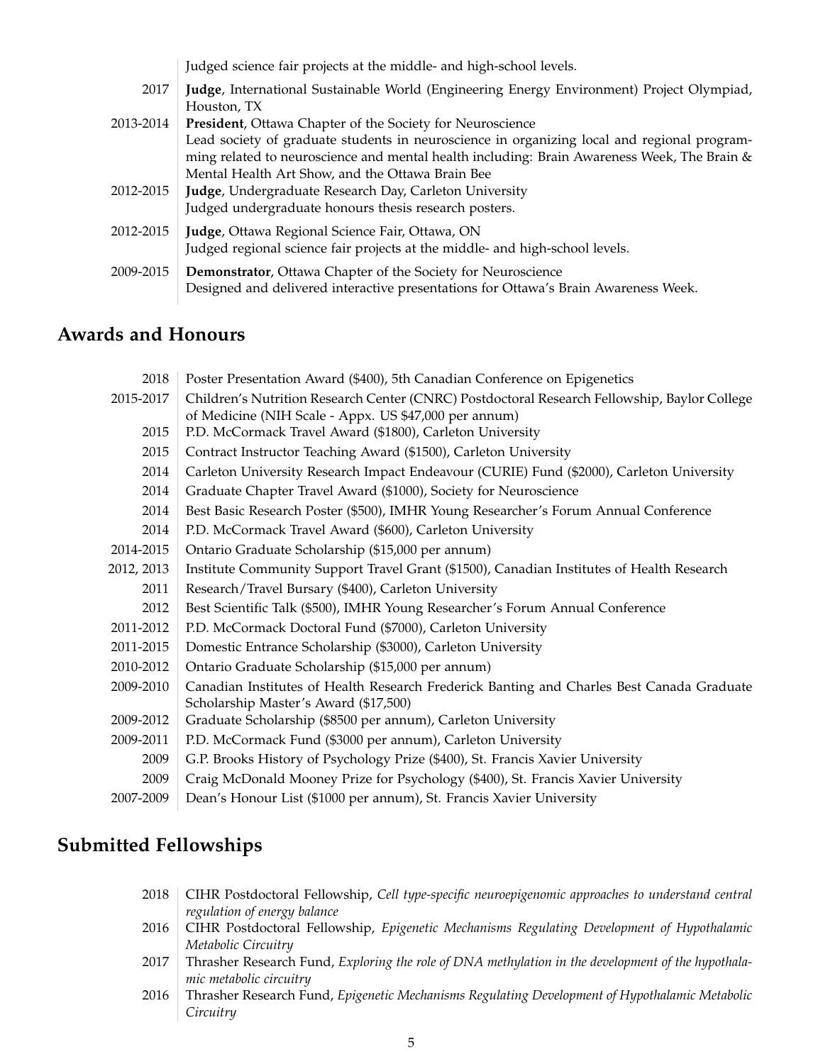Judged science fair projects at the middle- and high-school levels.

| | |
|---|---|
| 2017 | **Judge**, International Sustainable World (Engineering Energy Environment) Project Olympiad, Houston, TX |
| 2013-2014 | **President**, Ottawa Chapter of the Society for Neuroscience<br>Lead society of graduate students in neuroscience in organizing local and regional programming related to neuroscience and mental health including: Brain Awareness Week, The Brain & Mental Health Art Show, and the Ottawa Brain Bee |
| 2012-2015 | **Judge**, Undergraduate Research Day, Carleton University<br>Judged undergraduate honours thesis research posters. |
| 2012-2015 | **Judge**, Ottawa Regional Science Fair, Ottawa, ON<br>Judged regional science fair projects at the middle- and high-school levels. |
| 2009-2015 | **Demonstrator**, Ottawa Chapter of the Society for Neuroscience<br>Designed and delivered interactive presentations for Ottawa's Brain Awareness Week. |

## Awards and Honours

| | |
|---|---|
| 2018 | Poster Presentation Award ($400), 5th Canadian Conference on Epigenetics |
| 2015-2017 | Children's Nutrition Research Center (CNRC) Postdoctoral Research Fellowship, Baylor College of Medicine (NIH Scale - Appx. US $47,000 per annum) |
| 2015 | P.D. McCormack Travel Award ($1800), Carleton University |
| 2015 | Contract Instructor Teaching Award ($1500), Carleton University |
| 2014 | Carleton University Research Impact Endeavour (CURIE) Fund ($2000), Carleton University |
| 2014 | Graduate Chapter Travel Award ($1000), Society for Neuroscience |
| 2014 | Best Basic Research Poster ($500), IMHR Young Researcher's Forum Annual Conference |
| 2014 | P.D. McCormack Travel Award ($600), Carleton University |
| 2014-2015 | Ontario Graduate Scholarship ($15,000 per annum) |
| 2012, 2013 | Institute Community Support Travel Grant ($1500), Canadian Institutes of Health Research |
| 2011 | Research/Travel Bursary ($400), Carleton University |
| 2012 | Best Scientific Talk ($500), IMHR Young Researcher's Forum Annual Conference |
| 2011-2012 | P.D. McCormack Doctoral Fund ($7000), Carleton University |
| 2011-2015 | Domestic Entrance Scholarship ($3000), Carleton University |
| 2010-2012 | Ontario Graduate Scholarship ($15,000 per annum) |
| 2009-2010 | Canadian Institutes of Health Research Frederick Banting and Charles Best Canada Graduate Scholarship Master's Award ($17,500) |
| 2009-2012 | Graduate Scholarship ($8500 per annum), Carleton University |
| 2009-2011 | P.D. McCormack Fund ($3000 per annum), Carleton University |
| 2009 | G.P. Brooks History of Psychology Prize ($400), St. Francis Xavier University |
| 2009 | Craig McDonald Mooney Prize for Psychology ($400), St. Francis Xavier University |
| 2007-2009 | Dean's Honour List ($1000 per annum), St. Francis Xavier University |

## Submitted Fellowships

| | |
|---|---|
| 2018 | CIHR Postdoctoral Fellowship, *Cell type-specific neuroepigenomic approaches to understand central regulation of energy balance* |
| 2016 | CIHR Postdoctoral Fellowship, *Epigenetic Mechanisms Regulating Development of Hypothalamic Metabolic Circuitry* |
| 2017 | Thrasher Research Fund, *Exploring the role of DNA methylation in the development of the hypothalamic metabolic circuitry* |
| 2016 | Thrasher Research Fund, *Epigenetic Mechanisms Regulating Development of Hypothalamic Metabolic Circuitry* |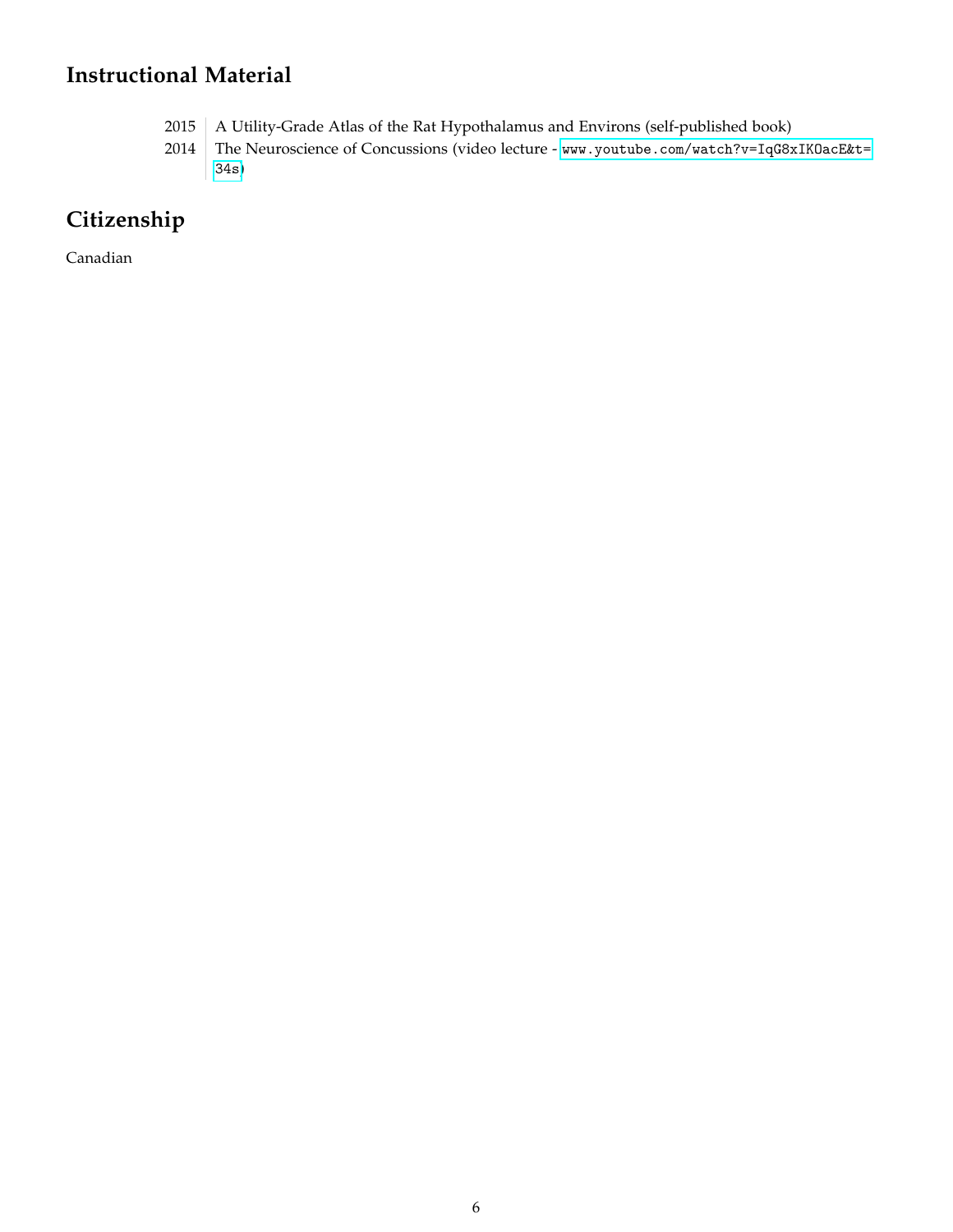## Instructional Material

| | |
|---|---|
| 2015 | A Utility-Grade Atlas of the Rat Hypothalamus and Environs (self-published book) |
| 2014 | The Neuroscience of Concussions (video lecture - www.youtube.com/watch?v=IqG8xIKOacE&t=34s) |

## Citizenship

Canadian